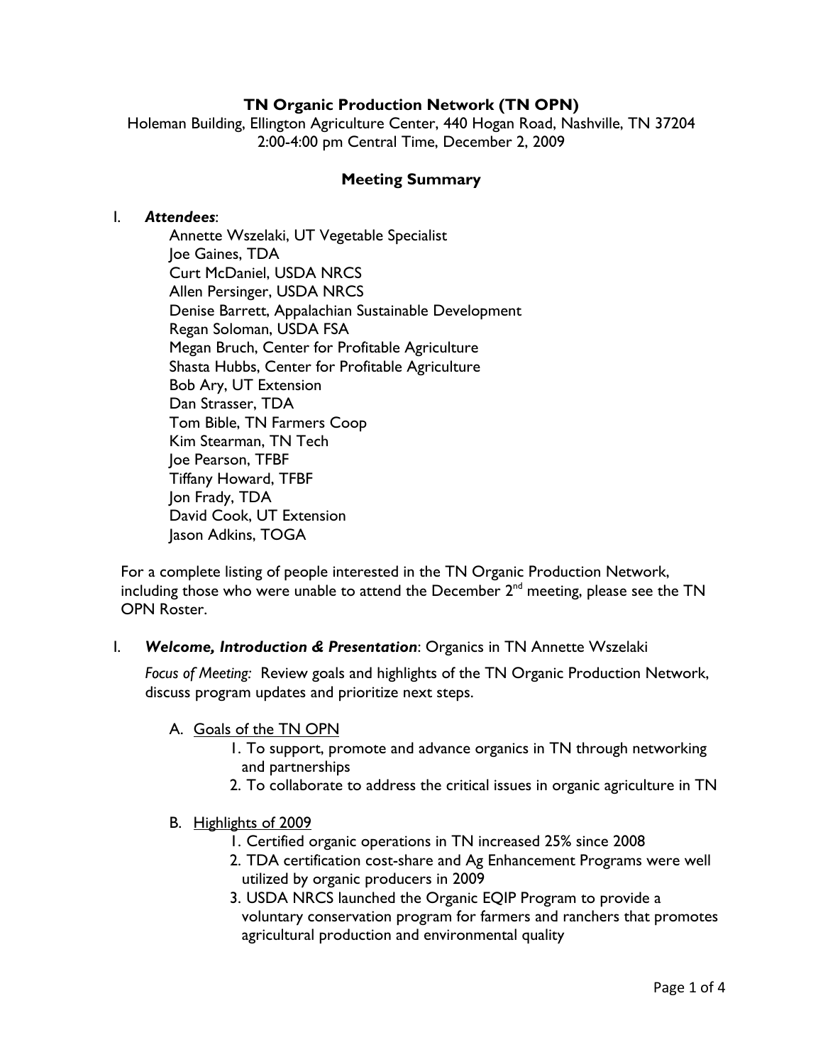# TN Organic Production Network (TN OPN)

Holeman Building, Ellington Agriculture Center, 440 Hogan Road, Nashville, TN 37204
2:00-4:00 pm Central Time, December 2, 2009

## Meeting Summary

I. ***Attendees***:

Annette Wszelaki, UT Vegetable Specialist
Joe Gaines, TDA
Curt McDaniel, USDA NRCS
Allen Persinger, USDA NRCS
Denise Barrett, Appalachian Sustainable Development
Regan Soloman, USDA FSA
Megan Bruch, Center for Profitable Agriculture
Shasta Hubbs, Center for Profitable Agriculture
Bob Ary, UT Extension
Dan Strasser, TDA
Tom Bible, TN Farmers Coop
Kim Stearman, TN Tech
Joe Pearson, TFBF
Tiffany Howard, TFBF
Jon Frady, TDA
David Cook, UT Extension
Jason Adkins, TOGA

For a complete listing of people interested in the TN Organic Production Network, including those who were unable to attend the December 2nd meeting, please see the TN OPN Roster.

I. ***Welcome, Introduction & Presentation***: Organics in TN Annette Wszelaki

*Focus of Meeting:* Review goals and highlights of the TN Organic Production Network, discuss program updates and prioritize next steps.

A. Goals of the TN OPN
   1. To support, promote and advance organics in TN through networking and partnerships
   2. To collaborate to address the critical issues in organic agriculture in TN

B. Highlights of 2009
   1. Certified organic operations in TN increased 25% since 2008
   2. TDA certification cost-share and Ag Enhancement Programs were well utilized by organic producers in 2009
   3. USDA NRCS launched the Organic EQIP Program to provide a voluntary conservation program for farmers and ranchers that promotes agricultural production and environmental quality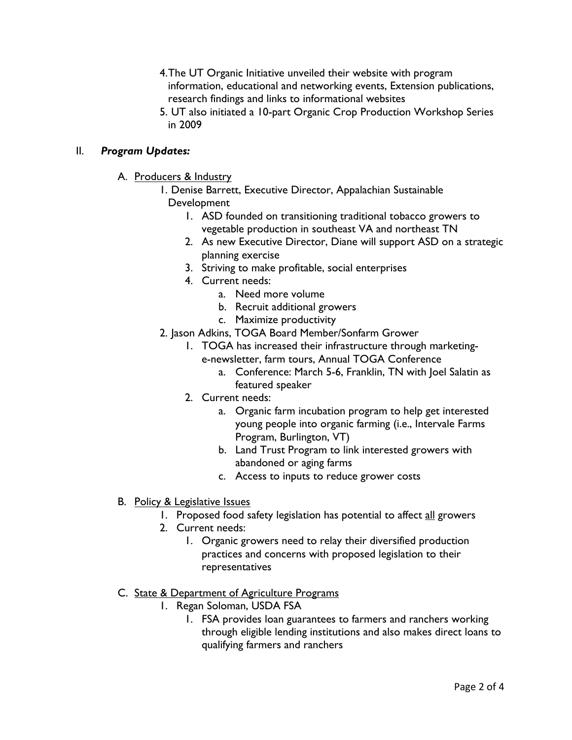4. The UT Organic Initiative unveiled their website with program information, educational and networking events, Extension publications, research findings and links to informational websites
5. UT also initiated a 10-part Organic Crop Production Workshop Series in 2009

II. ***Program Updates:***

A. Producers & Industry

1. Denise Barrett, Executive Director, Appalachian Sustainable Development
    1. ASD founded on transitioning traditional tobacco growers to vegetable production in southeast VA and northeast TN
    2. As new Executive Director, Diane will support ASD on a strategic planning exercise
    3. Striving to make profitable, social enterprises
    4. Current needs:
        a. Need more volume
        b. Recruit additional growers
        c. Maximize productivity
2. Jason Adkins, TOGA Board Member/Sonfarm Grower
    1. TOGA has increased their infrastructure through marketing- e-newsletter, farm tours, Annual TOGA Conference
        a. Conference: March 5-6, Franklin, TN with Joel Salatin as featured speaker
    2. Current needs:
        a. Organic farm incubation program to help get interested young people into organic farming (i.e., Intervale Farms Program, Burlington, VT)
        b. Land Trust Program to link interested growers with abandoned or aging farms
        c. Access to inputs to reduce grower costs

B. Policy & Legislative Issues

1. Proposed food safety legislation has potential to affect all growers
2. Current needs:
    1. Organic growers need to relay their diversified production practices and concerns with proposed legislation to their representatives

C. State & Department of Agriculture Programs

1. Regan Soloman, USDA FSA
    1. FSA provides loan guarantees to farmers and ranchers working through eligible lending institutions and also makes direct loans to qualifying farmers and ranchers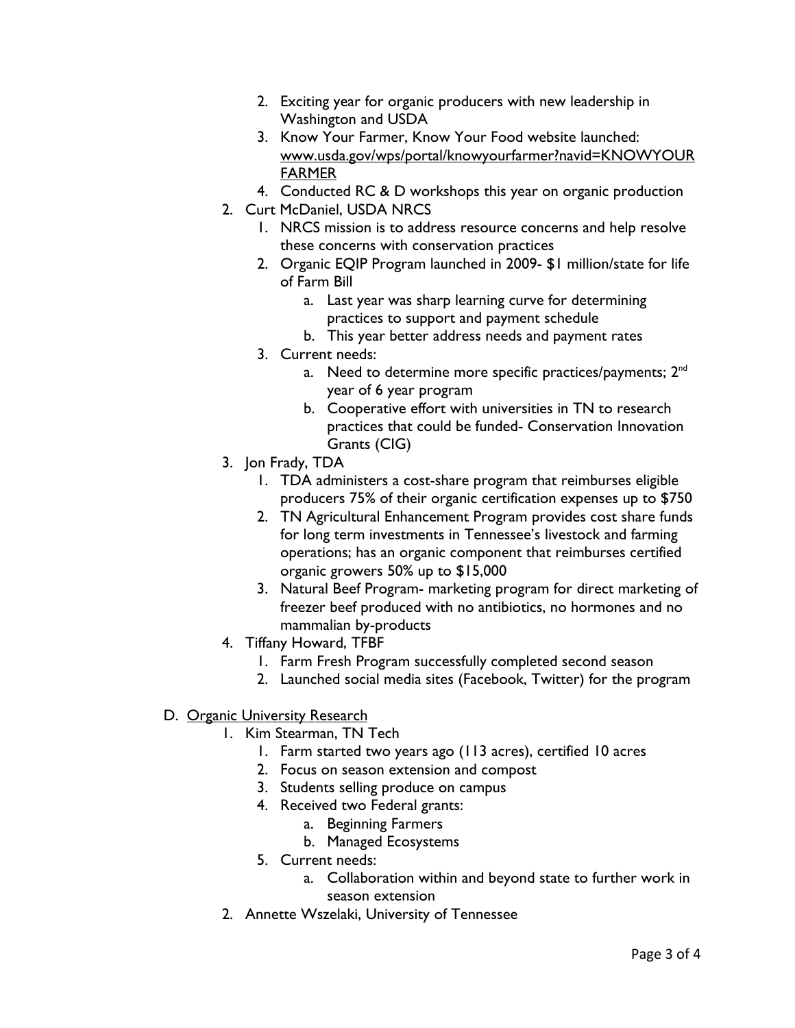2. Exciting year for organic producers with new leadership in Washington and USDA
3. Know Your Farmer, Know Your Food website launched: www.usda.gov/wps/portal/knowyourfarmer?navid=KNOWYOURFARMER
4. Conducted RC & D workshops this year on organic production

2. Curt McDaniel, USDA NRCS
    1. NRCS mission is to address resource concerns and help resolve these concerns with conservation practices
    2. Organic EQIP Program launched in 2009- $1 million/state for life of Farm Bill
        a. Last year was sharp learning curve for determining practices to support and payment schedule
        b. This year better address needs and payment rates
    3. Current needs:
        a. Need to determine more specific practices/payments; 2nd year of 6 year program
        b. Cooperative effort with universities in TN to research practices that could be funded- Conservation Innovation Grants (CIG)
3. Jon Frady, TDA
    1. TDA administers a cost-share program that reimburses eligible producers 75% of their organic certification expenses up to $750
    2. TN Agricultural Enhancement Program provides cost share funds for long term investments in Tennessee's livestock and farming operations; has an organic component that reimburses certified organic growers 50% up to $15,000
    3. Natural Beef Program- marketing program for direct marketing of freezer beef produced with no antibiotics, no hormones and no mammalian by-products
4. Tiffany Howard, TFBF
    1. Farm Fresh Program successfully completed second season
    2. Launched social media sites (Facebook, Twitter) for the program

D. <u>Organic University Research</u>
1. Kim Stearman, TN Tech
    1. Farm started two years ago (113 acres), certified 10 acres
    2. Focus on season extension and compost
    3. Students selling produce on campus
    4. Received two Federal grants:
        a. Beginning Farmers
        b. Managed Ecosystems
    5. Current needs:
        a. Collaboration within and beyond state to further work in season extension
2. Annette Wszelaki, University of Tennessee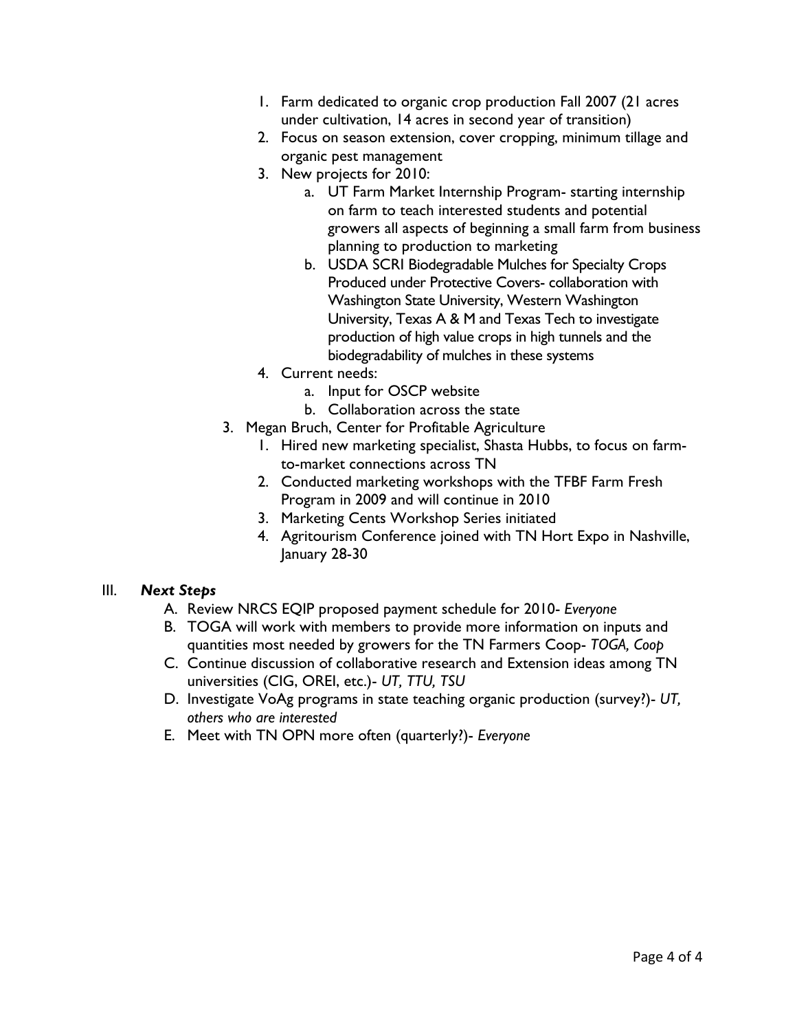1. Farm dedicated to organic crop production Fall 2007 (21 acres under cultivation, 14 acres in second year of transition)
2. Focus on season extension, cover cropping, minimum tillage and organic pest management
3. New projects for 2010:
   a. UT Farm Market Internship Program- starting internship on farm to teach interested students and potential growers all aspects of beginning a small farm from business planning to production to marketing
   b. USDA SCRI Biodegradable Mulches for Specialty Crops Produced under Protective Covers- collaboration with Washington State University, Western Washington University, Texas A & M and Texas Tech to investigate production of high value crops in high tunnels and the biodegradability of mulches in these systems
4. Current needs:
   a. Input for OSCP website
   b. Collaboration across the state

3. Megan Bruch, Center for Profitable Agriculture
   1. Hired new marketing specialist, Shasta Hubbs, to focus on farm-to-market connections across TN
   2. Conducted marketing workshops with the TFBF Farm Fresh Program in 2009 and will continue in 2010
   3. Marketing Cents Workshop Series initiated
   4. Agritourism Conference joined with TN Hort Expo in Nashville, January 28-30

III. ***Next Steps***

A. Review NRCS EQIP proposed payment schedule for 2010- *Everyone*
B. TOGA will work with members to provide more information on inputs and quantities most needed by growers for the TN Farmers Coop- *TOGA, Coop*
C. Continue discussion of collaborative research and Extension ideas among TN universities (CIG, OREI, etc.)- *UT, TTU, TSU*
D. Investigate VoAg programs in state teaching organic production (survey?)- *UT, others who are interested*
E. Meet with TN OPN more often (quarterly?)- *Everyone*